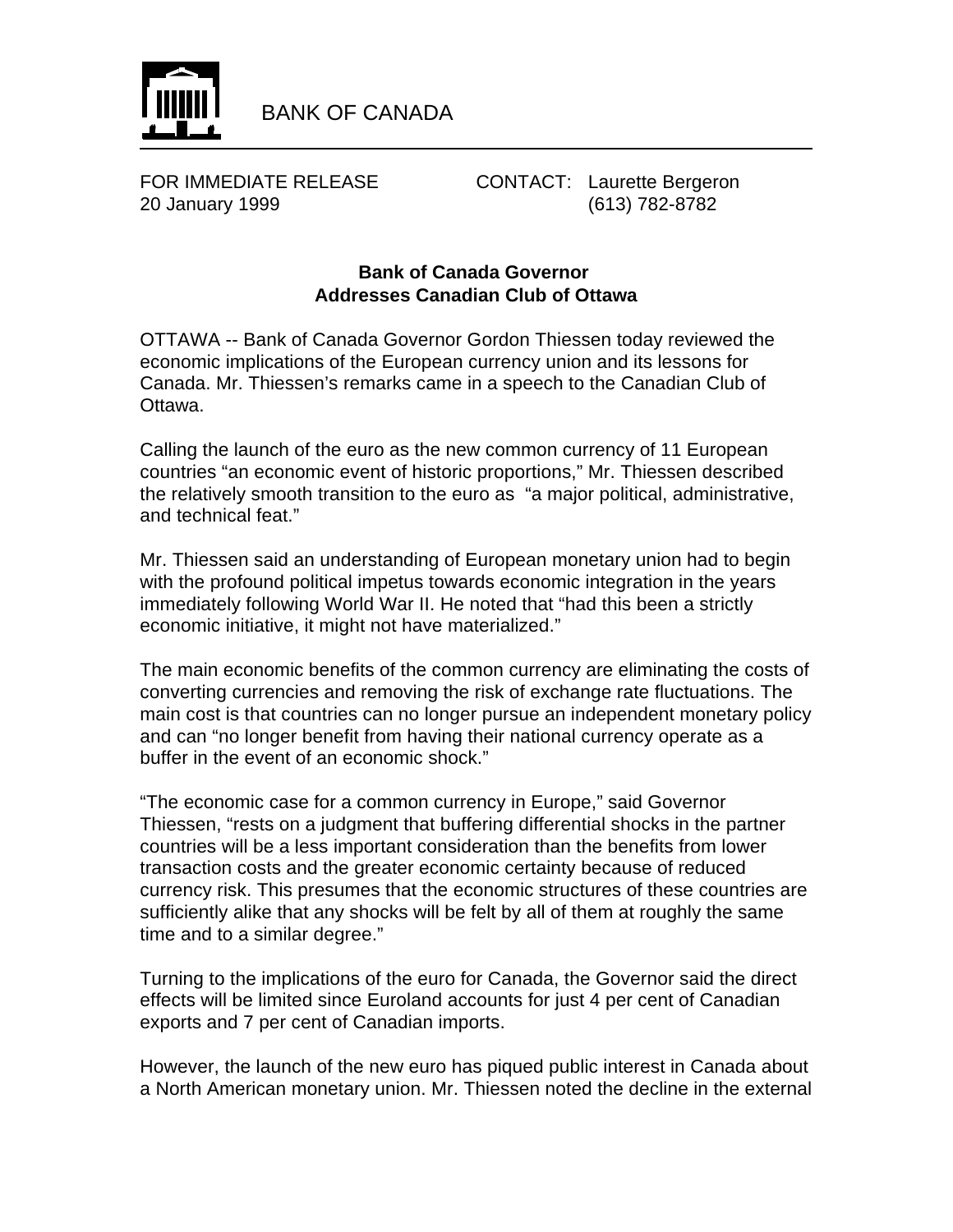BANK OF CANADA

FOR IMMEDIATE RELEASE  
20 January 1999

CONTACT: Laurette Bergeron  
(613) 782-8782

**Bank of Canada Governor Addresses Canadian Club of Ottawa**

OTTAWA -- Bank of Canada Governor Gordon Thiessen today reviewed the economic implications of the European currency union and its lessons for Canada. Mr. Thiessen's remarks came in a speech to the Canadian Club of Ottawa.

Calling the launch of the euro as the new common currency of 11 European countries "an economic event of historic proportions," Mr. Thiessen described the relatively smooth transition to the euro as "a major political, administrative, and technical feat."

Mr. Thiessen said an understanding of European monetary union had to begin with the profound political impetus towards economic integration in the years immediately following World War II. He noted that "had this been a strictly economic initiative, it might not have materialized."

The main economic benefits of the common currency are eliminating the costs of converting currencies and removing the risk of exchange rate fluctuations. The main cost is that countries can no longer pursue an independent monetary policy and can "no longer benefit from having their national currency operate as a buffer in the event of an economic shock."

"The economic case for a common currency in Europe," said Governor Thiessen, "rests on a judgment that buffering differential shocks in the partner countries will be a less important consideration than the benefits from lower transaction costs and the greater economic certainty because of reduced currency risk. This presumes that the economic structures of these countries are sufficiently alike that any shocks will be felt by all of them at roughly the same time and to a similar degree."

Turning to the implications of the euro for Canada, the Governor said the direct effects will be limited since Euroland accounts for just 4 per cent of Canadian exports and 7 per cent of Canadian imports.

However, the launch of the new euro has piqued public interest in Canada about a North American monetary union. Mr. Thiessen noted the decline in the external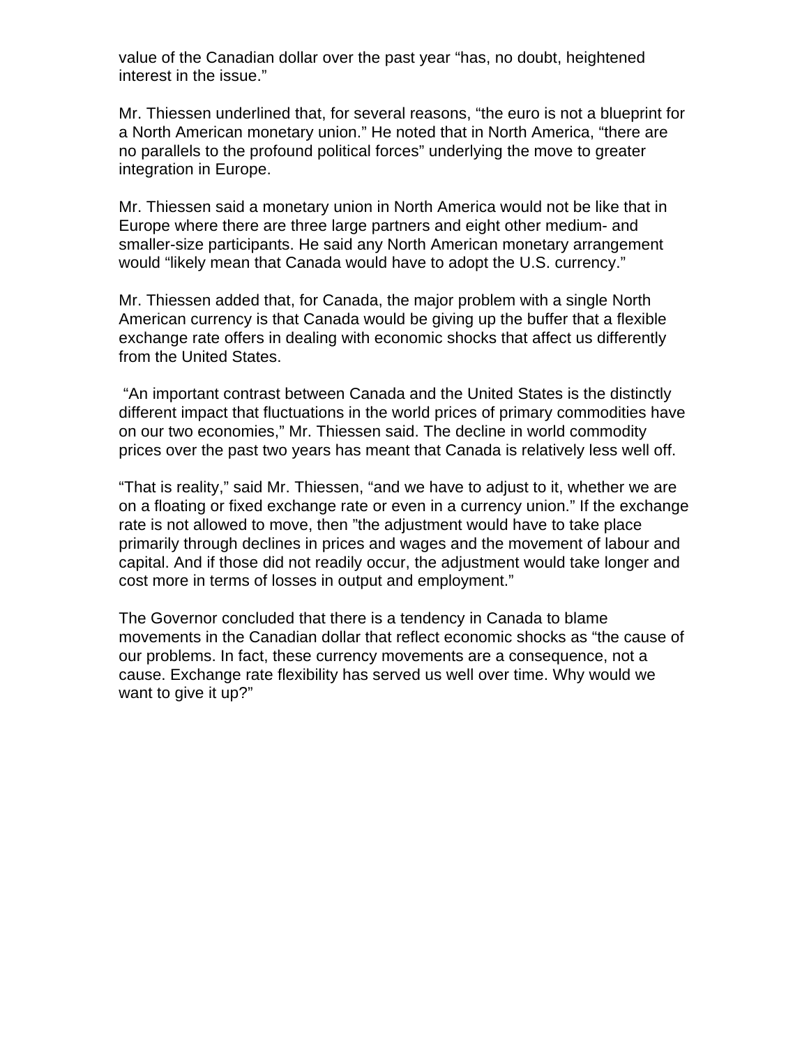value of the Canadian dollar over the past year "has, no doubt, heightened interest in the issue."

Mr. Thiessen underlined that, for several reasons, "the euro is not a blueprint for a North American monetary union." He noted that in North America, "there are no parallels to the profound political forces" underlying the move to greater integration in Europe.

Mr. Thiessen said a monetary union in North America would not be like that in Europe where there are three large partners and eight other medium- and smaller-size participants. He said any North American monetary arrangement would "likely mean that Canada would have to adopt the U.S. currency."

Mr. Thiessen added that, for Canada, the major problem with a single North American currency is that Canada would be giving up the buffer that a flexible exchange rate offers in dealing with economic shocks that affect us differently from the United States.

"An important contrast between Canada and the United States is the distinctly different impact that fluctuations in the world prices of primary commodities have on our two economies," Mr. Thiessen said. The decline in world commodity prices over the past two years has meant that Canada is relatively less well off.

"That is reality," said Mr. Thiessen, "and we have to adjust to it, whether we are on a floating or fixed exchange rate or even in a currency union." If the exchange rate is not allowed to move, then "the adjustment would have to take place primarily through declines in prices and wages and the movement of labour and capital. And if those did not readily occur, the adjustment would take longer and cost more in terms of losses in output and employment."

The Governor concluded that there is a tendency in Canada to blame movements in the Canadian dollar that reflect economic shocks as "the cause of our problems. In fact, these currency movements are a consequence, not a cause. Exchange rate flexibility has served us well over time. Why would we want to give it up?"